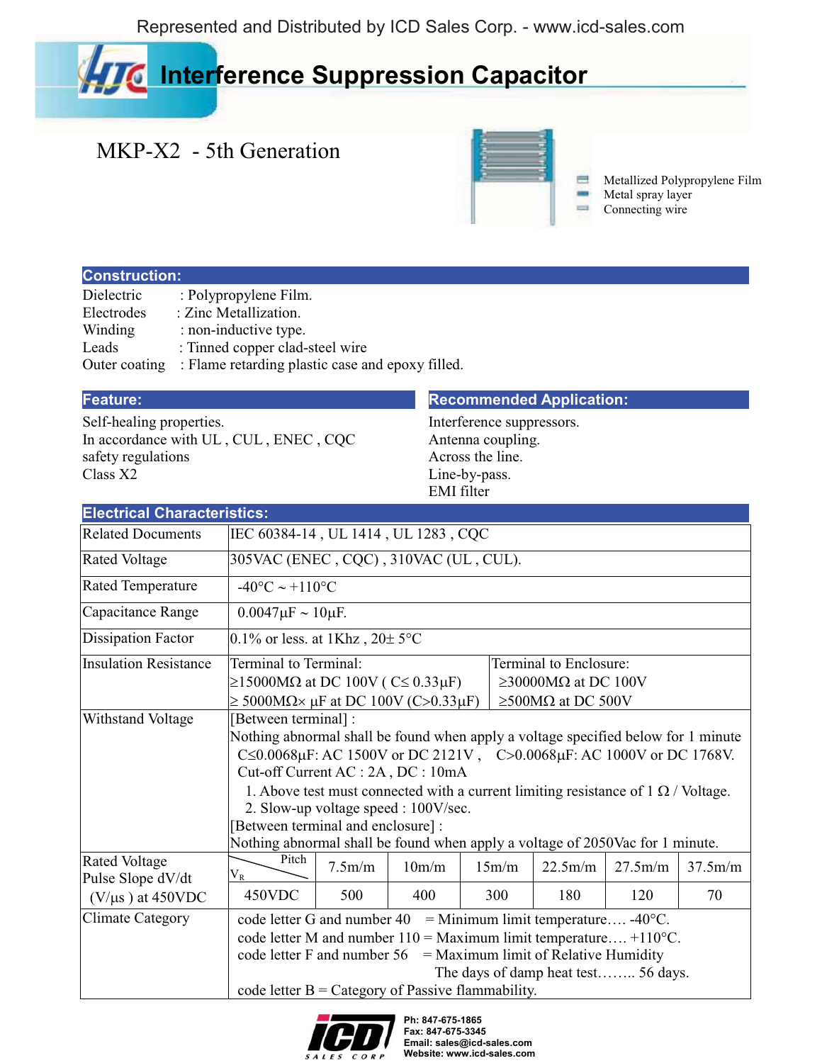Represented and Distributed by ICD Sales Corp. - www.icd-sales.com

# Interference Suppression Capacitor

## MKP-X2 - 5th Generation

- Metallized Polypropylene Film
- Metal spray layer
- Connecting wire

## Construction:

Dielectric : Polypropylene Film.
Electrodes : Zinc Metallization.
Winding : non-inductive type.
Leads : Tinned copper clad-steel wire
Outer coating : Flame retarding plastic case and epoxy filled.

## Feature:

Self-healing properties.
In accordance with UL , CUL , ENEC , CQC safety regulations
Class X2

## Recommended Application:

Interference suppressors.
Antenna coupling.
Across the line.
Line-by-pass.
EMI filter

## Electrical Characteristics:

| | | | | | | |
|---|---|---|---|---|---|---|
| Related Documents | IEC 60384-14 , UL 1414 , UL 1283 , CQC | | | | | |
| Rated Voltage | 305VAC (ENEC , CQC) , 310VAC (UL , CUL). | | | | | |
| Rated Temperature | -40°C ~ +110°C | | | | | |
| Capacitance Range | 0.0047μF ~ 10μF. | | | | | |
| Dissipation Factor | 0.1% or less. at 1Khz , 20± 5°C | | | | | |
| Insulation Resistance | Terminal to Terminal:<br>≥15000MΩ at DC 100V ( C≤ 0.33μF)<br>≥ 5000MΩ× μF at DC 100V (C>0.33μF) | | | Terminal to Enclosure:<br>≥30000MΩ at DC 100V<br>≥500MΩ at DC 500V | | |
| Withstand Voltage | [Between terminal] :<br>Nothing abnormal shall be found when apply a voltage specified below for 1 minute<br>C≤0.0068μF: AC 1500V or DC 2121V , C>0.0068μF: AC 1000V or DC 1768V.<br>Cut-off Current AC : 2A , DC : 10mA<br>1. Above test must connected with a current limiting resistance of 1 Ω / Voltage.<br>2. Slow-up voltage speed : 100V/sec.<br>[Between terminal and enclosure] :<br>Nothing abnormal shall be found when apply a voltage of 2050Vac for 1 minute. | | | | | |
| Rated Voltage Pulse Slope dV/dt (V/μs ) at 450VDC | Pitch / $V_R$ | 7.5m/m | 10m/m | 15m/m | 22.5m/m | 27.5m/m | 37.5m/m |
| | 450VDC | 500 | 400 | 300 | 180 | 120 | 70 |
| Climate Category | code letter G and number 40 = Minimum limit temperature…. -40°C.<br>code letter M and number 110 = Maximum limit temperature…. +110°C.<br>code letter F and number 56 = Maximum limit of Relative Humidity<br>The days of damp heat test…….. 56 days.<br>code letter B = Category of Passive flammability. | | | | | |

ICD SALES CORP
Ph: 847-675-1865
Fax: 847-675-3345
Email: sales@icd-sales.com
Website: www.icd-sales.com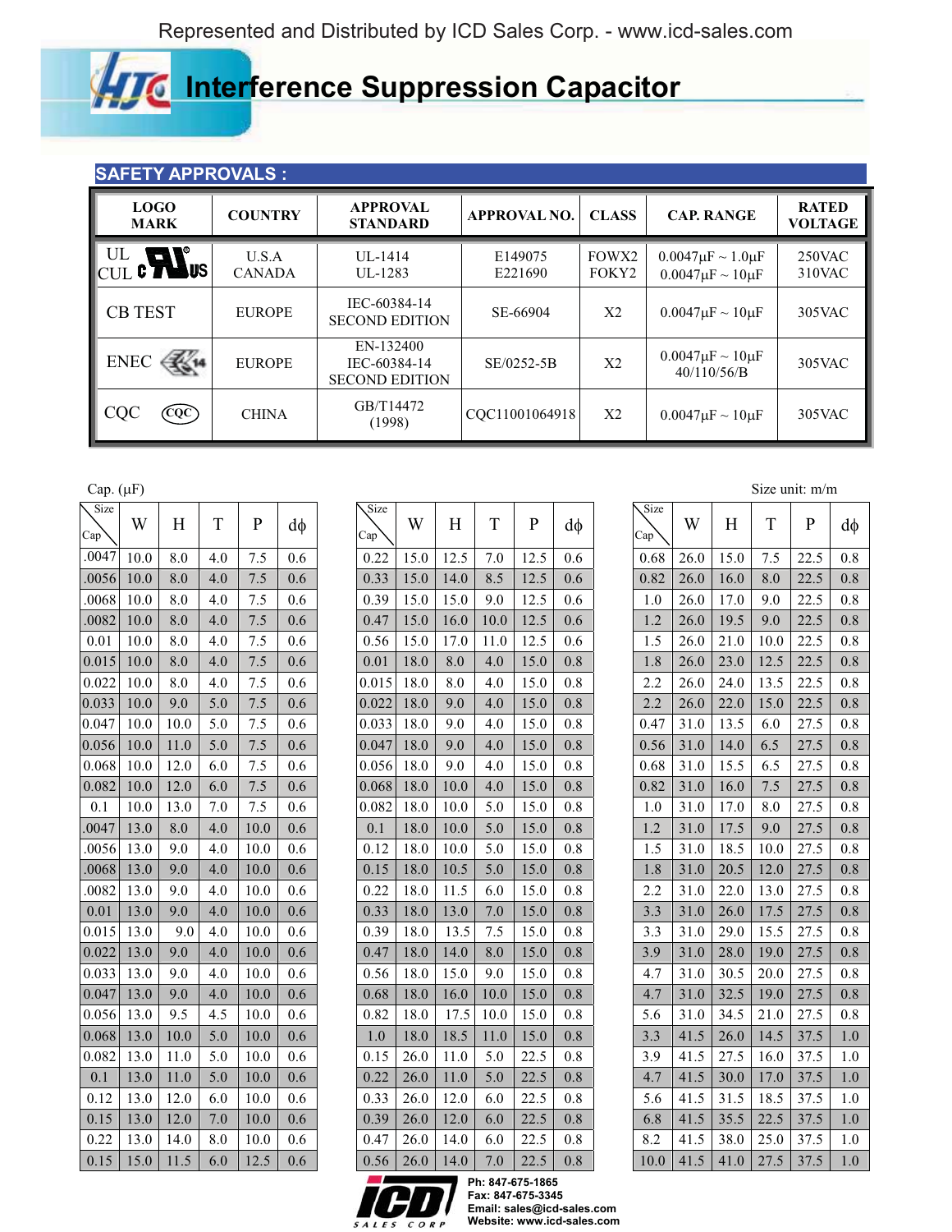Represented and Distributed by ICD Sales Corp. - www.icd-sales.com

# Interference Suppression Capacitor

## SAFETY APPROVALS :

| LOGO MARK | COUNTRY | APPROVAL STANDARD | APPROVAL NO. | CLASS | CAP. RANGE | RATED VOLTAGE |
|---|---|---|---|---|---|---|
| UL<br>CUL | U.S.A<br>CANADA | UL-1414<br>UL-1283 | E149075<br>E221690 | FOWX2<br>FOKY2 | 0.0047µF ~ 1.0µF<br>0.0047µF ~ 10µF | 250VAC<br>310VAC |
| CB TEST | EUROPE | IEC-60384-14<br>SECOND EDITION | SE-66904 | X2 | 0.0047µF ~ 10µF | 305VAC |
| ENEC | EUROPE | EN-132400<br>IEC-60384-14<br>SECOND EDITION | SE/0252-5B | X2 | 0.0047µF ~ 10µF<br>40/110/56/B | 305VAC |
| CQC | CHINA | GB/T14472<br>(1998) | CQC11001064918 | X2 | 0.0047µF ~ 10µF | 305VAC |

Cap. (µF)

Size unit: m/m

| Cap \ Size | W | H | T | P | dϕ |
|---|---|---|---|---|---|
| .0047 | 10.0 | 8.0 | 4.0 | 7.5 | 0.6 |
| .0056 | 10.0 | 8.0 | 4.0 | 7.5 | 0.6 |
| .0068 | 10.0 | 8.0 | 4.0 | 7.5 | 0.6 |
| .0082 | 10.0 | 8.0 | 4.0 | 7.5 | 0.6 |
| 0.01 | 10.0 | 8.0 | 4.0 | 7.5 | 0.6 |
| 0.015 | 10.0 | 8.0 | 4.0 | 7.5 | 0.6 |
| 0.022 | 10.0 | 8.0 | 4.0 | 7.5 | 0.6 |
| 0.033 | 10.0 | 9.0 | 5.0 | 7.5 | 0.6 |
| 0.047 | 10.0 | 10.0 | 5.0 | 7.5 | 0.6 |
| 0.056 | 10.0 | 11.0 | 5.0 | 7.5 | 0.6 |
| 0.068 | 10.0 | 12.0 | 6.0 | 7.5 | 0.6 |
| 0.082 | 10.0 | 12.0 | 6.0 | 7.5 | 0.6 |
| 0.1 | 10.0 | 13.0 | 7.0 | 7.5 | 0.6 |
| .0047 | 13.0 | 8.0 | 4.0 | 10.0 | 0.6 |
| .0056 | 13.0 | 9.0 | 4.0 | 10.0 | 0.6 |
| .0068 | 13.0 | 9.0 | 4.0 | 10.0 | 0.6 |
| .0082 | 13.0 | 9.0 | 4.0 | 10.0 | 0.6 |
| 0.01 | 13.0 | 9.0 | 4.0 | 10.0 | 0.6 |
| 0.015 | 13.0 | 9.0 | 4.0 | 10.0 | 0.6 |
| 0.022 | 13.0 | 9.0 | 4.0 | 10.0 | 0.6 |
| 0.033 | 13.0 | 9.0 | 4.0 | 10.0 | 0.6 |
| 0.047 | 13.0 | 9.0 | 4.0 | 10.0 | 0.6 |
| 0.056 | 13.0 | 9.5 | 4.5 | 10.0 | 0.6 |
| 0.068 | 13.0 | 10.0 | 5.0 | 10.0 | 0.6 |
| 0.082 | 13.0 | 11.0 | 5.0 | 10.0 | 0.6 |
| 0.1 | 13.0 | 11.0 | 5.0 | 10.0 | 0.6 |
| 0.12 | 13.0 | 12.0 | 6.0 | 10.0 | 0.6 |
| 0.15 | 13.0 | 12.0 | 7.0 | 10.0 | 0.6 |
| 0.22 | 13.0 | 14.0 | 8.0 | 10.0 | 0.6 |
| 0.15 | 15.0 | 11.5 | 6.0 | 12.5 | 0.6 |

| Cap \ Size | W | H | T | P | dϕ |
|---|---|---|---|---|---|
| 0.22 | 15.0 | 12.5 | 7.0 | 12.5 | 0.6 |
| 0.33 | 15.0 | 14.0 | 8.5 | 12.5 | 0.6 |
| 0.39 | 15.0 | 15.0 | 9.0 | 12.5 | 0.6 |
| 0.47 | 15.0 | 16.0 | 10.0 | 12.5 | 0.6 |
| 0.56 | 15.0 | 17.0 | 11.0 | 12.5 | 0.6 |
| 0.01 | 18.0 | 8.0 | 4.0 | 15.0 | 0.8 |
| 0.015 | 18.0 | 8.0 | 4.0 | 15.0 | 0.8 |
| 0.022 | 18.0 | 9.0 | 4.0 | 15.0 | 0.8 |
| 0.033 | 18.0 | 9.0 | 4.0 | 15.0 | 0.8 |
| 0.047 | 18.0 | 9.0 | 4.0 | 15.0 | 0.8 |
| 0.056 | 18.0 | 9.0 | 4.0 | 15.0 | 0.8 |
| 0.068 | 18.0 | 10.0 | 4.0 | 15.0 | 0.8 |
| 0.082 | 18.0 | 10.0 | 5.0 | 15.0 | 0.8 |
| 0.1 | 18.0 | 10.0 | 5.0 | 15.0 | 0.8 |
| 0.12 | 18.0 | 10.0 | 5.0 | 15.0 | 0.8 |
| 0.15 | 18.0 | 10.5 | 5.0 | 15.0 | 0.8 |
| 0.22 | 18.0 | 11.5 | 6.0 | 15.0 | 0.8 |
| 0.33 | 18.0 | 13.0 | 7.0 | 15.0 | 0.8 |
| 0.39 | 18.0 | 13.5 | 7.5 | 15.0 | 0.8 |
| 0.47 | 18.0 | 14.0 | 8.0 | 15.0 | 0.8 |
| 0.56 | 18.0 | 15.0 | 9.0 | 15.0 | 0.8 |
| 0.68 | 18.0 | 16.0 | 10.0 | 15.0 | 0.8 |
| 0.82 | 18.0 | 17.5 | 10.0 | 15.0 | 0.8 |
| 1.0 | 18.0 | 18.5 | 11.0 | 15.0 | 0.8 |
| 0.15 | 26.0 | 11.0 | 5.0 | 22.5 | 0.8 |
| 0.22 | 26.0 | 11.0 | 5.0 | 22.5 | 0.8 |
| 0.33 | 26.0 | 12.0 | 6.0 | 22.5 | 0.8 |
| 0.39 | 26.0 | 12.0 | 6.0 | 22.5 | 0.8 |
| 0.47 | 26.0 | 14.0 | 6.0 | 22.5 | 0.8 |
| 0.56 | 26.0 | 14.0 | 7.0 | 22.5 | 0.8 |

| Cap \ Size | W | H | T | P | dϕ |
|---|---|---|---|---|---|
| 0.68 | 26.0 | 15.0 | 7.5 | 22.5 | 0.8 |
| 0.82 | 26.0 | 16.0 | 8.0 | 22.5 | 0.8 |
| 1.0 | 26.0 | 17.0 | 9.0 | 22.5 | 0.8 |
| 1.2 | 26.0 | 19.5 | 9.0 | 22.5 | 0.8 |
| 1.5 | 26.0 | 21.0 | 10.0 | 22.5 | 0.8 |
| 1.8 | 26.0 | 23.0 | 12.5 | 22.5 | 0.8 |
| 2.2 | 26.0 | 24.0 | 13.5 | 22.5 | 0.8 |
| 2.2 | 26.0 | 22.0 | 15.0 | 22.5 | 0.8 |
| 0.47 | 31.0 | 13.5 | 6.0 | 27.5 | 0.8 |
| 0.56 | 31.0 | 14.0 | 6.5 | 27.5 | 0.8 |
| 0.68 | 31.0 | 15.5 | 6.5 | 27.5 | 0.8 |
| 0.82 | 31.0 | 16.0 | 7.5 | 27.5 | 0.8 |
| 1.0 | 31.0 | 17.0 | 8.0 | 27.5 | 0.8 |
| 1.2 | 31.0 | 17.5 | 9.0 | 27.5 | 0.8 |
| 1.5 | 31.0 | 18.5 | 10.0 | 27.5 | 0.8 |
| 1.8 | 31.0 | 20.5 | 12.0 | 27.5 | 0.8 |
| 2.2 | 31.0 | 22.0 | 13.0 | 27.5 | 0.8 |
| 3.3 | 31.0 | 26.0 | 17.5 | 27.5 | 0.8 |
| 3.3 | 31.0 | 29.0 | 15.5 | 27.5 | 0.8 |
| 3.9 | 31.0 | 28.0 | 19.0 | 27.5 | 0.8 |
| 4.7 | 31.0 | 30.5 | 20.0 | 27.5 | 0.8 |
| 4.7 | 31.0 | 32.5 | 19.0 | 27.5 | 0.8 |
| 5.6 | 31.0 | 34.5 | 21.0 | 27.5 | 0.8 |
| 3.3 | 41.5 | 26.0 | 14.5 | 37.5 | 1.0 |
| 3.9 | 41.5 | 27.5 | 16.0 | 37.5 | 1.0 |
| 4.7 | 41.5 | 30.0 | 17.0 | 37.5 | 1.0 |
| 5.6 | 41.5 | 31.5 | 18.5 | 37.5 | 1.0 |
| 6.8 | 41.5 | 35.5 | 22.5 | 37.5 | 1.0 |
| 8.2 | 41.5 | 38.0 | 25.0 | 37.5 | 1.0 |
| 10.0 | 41.5 | 41.0 | 27.5 | 37.5 | 1.0 |

ICD SALES CORP

Ph: 847-675-1865
Fax: 847-675-3345
Email: sales@icd-sales.com
Website: www.icd-sales.com